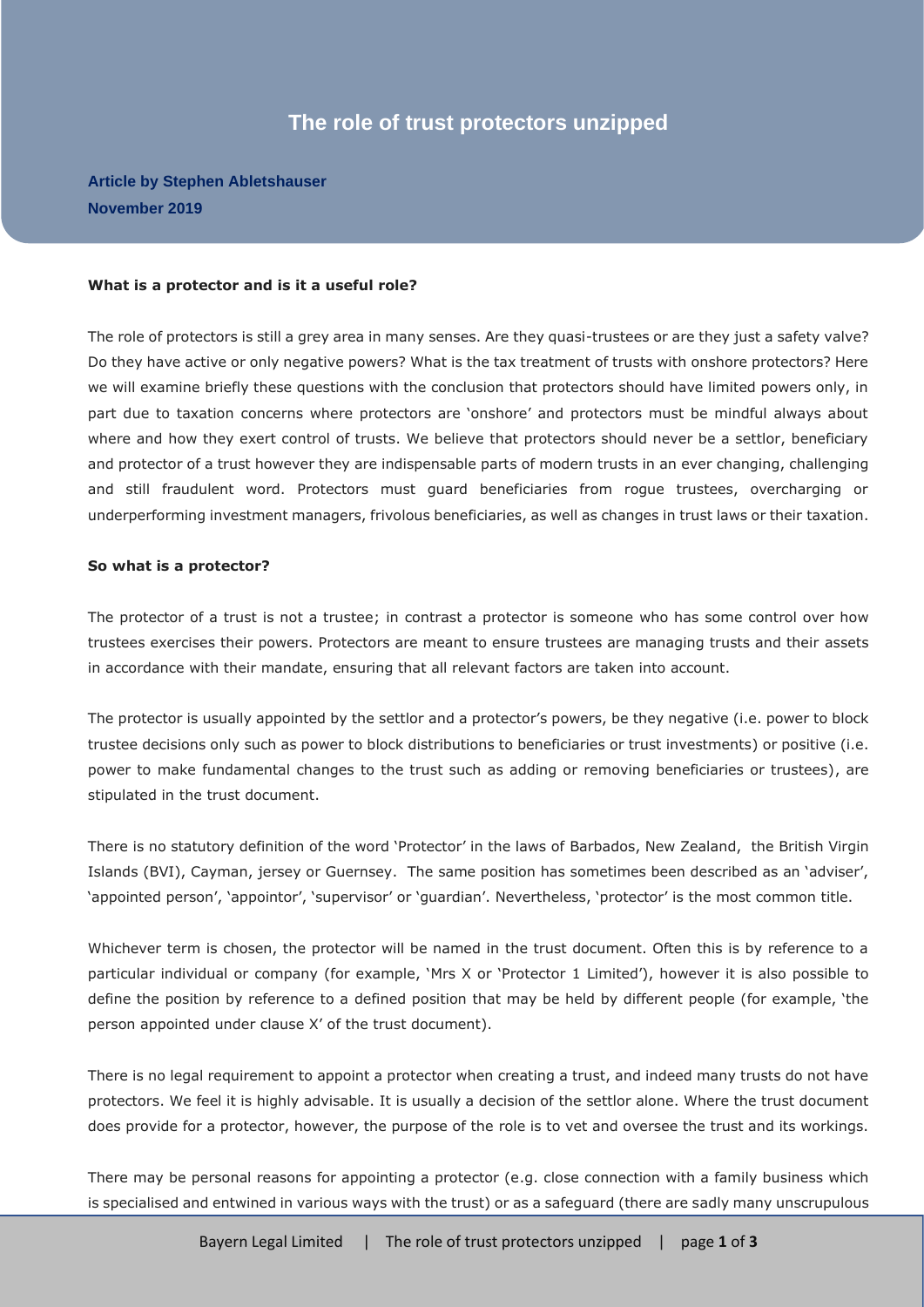# The role of trust protectors unzipped

**Article by Stephen Abletshauser**
**November 2019**

**What is a protector and is it a useful role?**

The role of protectors is still a grey area in many senses. Are they quasi-trustees or are they just a safety valve? Do they have active or only negative powers? What is the tax treatment of trusts with onshore protectors? Here we will examine briefly these questions with the conclusion that protectors should have limited powers only, in part due to taxation concerns where protectors are 'onshore' and protectors must be mindful always about where and how they exert control of trusts. We believe that protectors should never be a settlor, beneficiary and protector of a trust however they are indispensable parts of modern trusts in an ever changing, challenging and still fraudulent word. Protectors must guard beneficiaries from rogue trustees, overcharging or underperforming investment managers, frivolous beneficiaries, as well as changes in trust laws or their taxation.

**So what is a protector?**

The protector of a trust is not a trustee; in contrast a protector is someone who has some control over how trustees exercises their powers. Protectors are meant to ensure trustees are managing trusts and their assets in accordance with their mandate, ensuring that all relevant factors are taken into account.

The protector is usually appointed by the settlor and a protector's powers, be they negative (i.e. power to block trustee decisions only such as power to block distributions to beneficiaries or trust investments) or positive (i.e. power to make fundamental changes to the trust such as adding or removing beneficiaries or trustees), are stipulated in the trust document.

There is no statutory definition of the word 'Protector' in the laws of Barbados, New Zealand, the British Virgin Islands (BVI), Cayman, jersey or Guernsey. The same position has sometimes been described as an 'adviser', 'appointed person', 'appointor', 'supervisor' or 'guardian'. Nevertheless, 'protector' is the most common title.

Whichever term is chosen, the protector will be named in the trust document. Often this is by reference to a particular individual or company (for example, 'Mrs X or 'Protector 1 Limited'), however it is also possible to define the position by reference to a defined position that may be held by different people (for example, 'the person appointed under clause X' of the trust document).

There is no legal requirement to appoint a protector when creating a trust, and indeed many trusts do not have protectors. We feel it is highly advisable. It is usually a decision of the settlor alone. Where the trust document does provide for a protector, however, the purpose of the role is to vet and oversee the trust and its workings.

There may be personal reasons for appointing a protector (e.g. close connection with a family business which is specialised and entwined in various ways with the trust) or as a safeguard (there are sadly many unscrupulous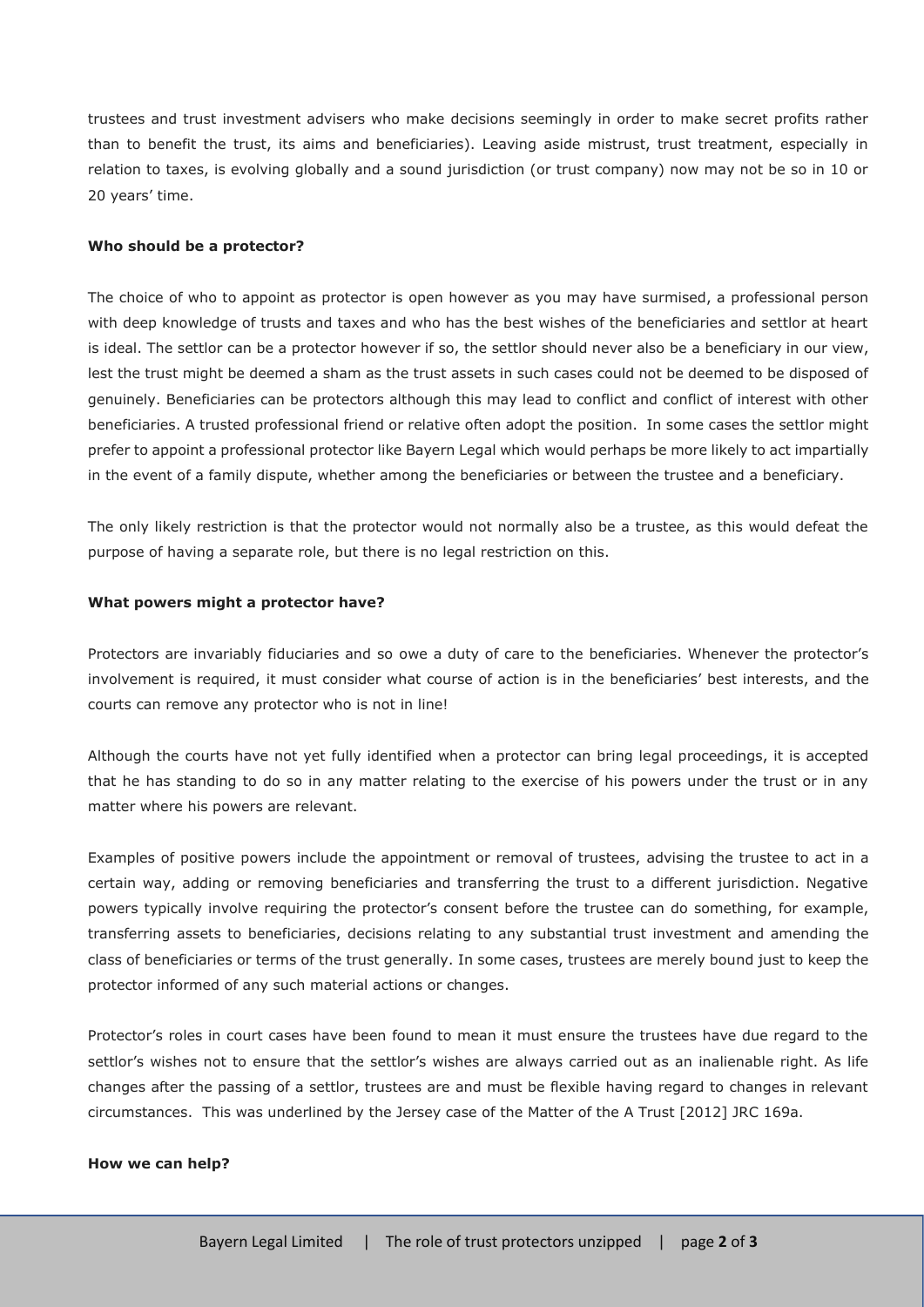trustees and trust investment advisers who make decisions seemingly in order to make secret profits rather than to benefit the trust, its aims and beneficiaries). Leaving aside mistrust, trust treatment, especially in relation to taxes, is evolving globally and a sound jurisdiction (or trust company) now may not be so in 10 or 20 years' time.

**Who should be a protector?**

The choice of who to appoint as protector is open however as you may have surmised, a professional person with deep knowledge of trusts and taxes and who has the best wishes of the beneficiaries and settlor at heart is ideal. The settlor can be a protector however if so, the settlor should never also be a beneficiary in our view, lest the trust might be deemed a sham as the trust assets in such cases could not be deemed to be disposed of genuinely. Beneficiaries can be protectors although this may lead to conflict and conflict of interest with other beneficiaries. A trusted professional friend or relative often adopt the position. In some cases the settlor might prefer to appoint a professional protector like Bayern Legal which would perhaps be more likely to act impartially in the event of a family dispute, whether among the beneficiaries or between the trustee and a beneficiary.

The only likely restriction is that the protector would not normally also be a trustee, as this would defeat the purpose of having a separate role, but there is no legal restriction on this.

**What powers might a protector have?**

Protectors are invariably fiduciaries and so owe a duty of care to the beneficiaries. Whenever the protector's involvement is required, it must consider what course of action is in the beneficiaries' best interests, and the courts can remove any protector who is not in line!

Although the courts have not yet fully identified when a protector can bring legal proceedings, it is accepted that he has standing to do so in any matter relating to the exercise of his powers under the trust or in any matter where his powers are relevant.

Examples of positive powers include the appointment or removal of trustees, advising the trustee to act in a certain way, adding or removing beneficiaries and transferring the trust to a different jurisdiction. Negative powers typically involve requiring the protector's consent before the trustee can do something, for example, transferring assets to beneficiaries, decisions relating to any substantial trust investment and amending the class of beneficiaries or terms of the trust generally. In some cases, trustees are merely bound just to keep the protector informed of any such material actions or changes.

Protector's roles in court cases have been found to mean it must ensure the trustees have due regard to the settlor's wishes not to ensure that the settlor's wishes are always carried out as an inalienable right. As life changes after the passing of a settlor, trustees are and must be flexible having regard to changes in relevant circumstances. This was underlined by the Jersey case of the Matter of the A Trust [2012] JRC 169a.

**How we can help?**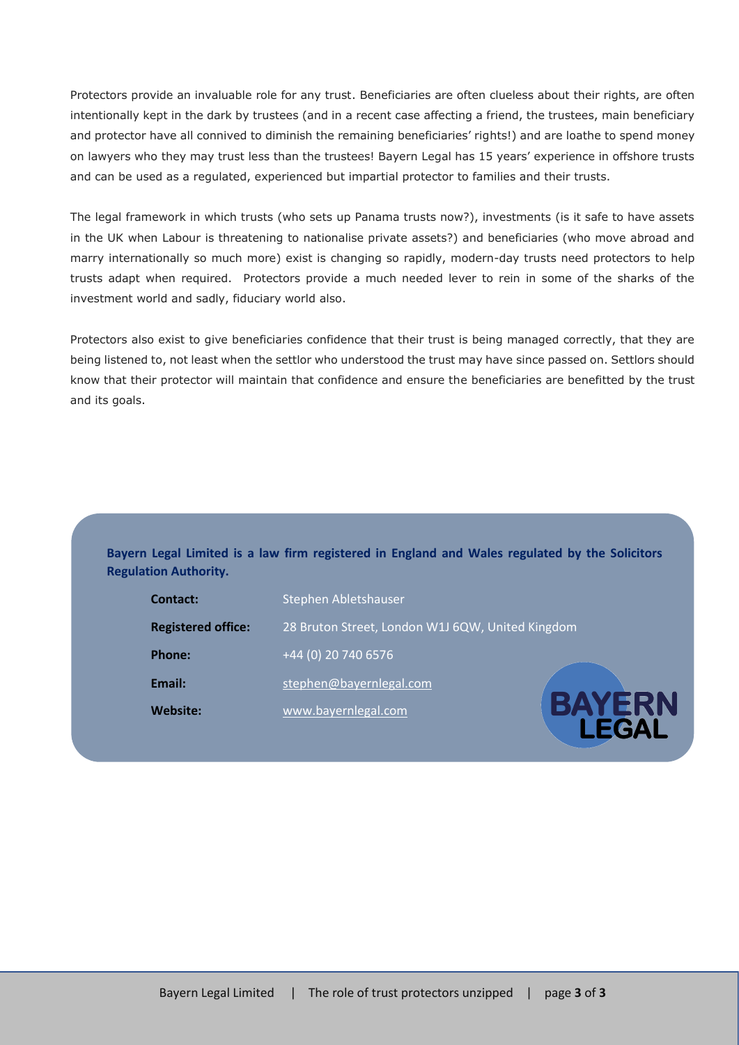Protectors provide an invaluable role for any trust. Beneficiaries are often clueless about their rights, are often intentionally kept in the dark by trustees (and in a recent case affecting a friend, the trustees, main beneficiary and protector have all connived to diminish the remaining beneficiaries' rights!) and are loathe to spend money on lawyers who they may trust less than the trustees! Bayern Legal has 15 years' experience in offshore trusts and can be used as a regulated, experienced but impartial protector to families and their trusts.

The legal framework in which trusts (who sets up Panama trusts now?), investments (is it safe to have assets in the UK when Labour is threatening to nationalise private assets?) and beneficiaries (who move abroad and marry internationally so much more) exist is changing so rapidly, modern-day trusts need protectors to help trusts adapt when required. Protectors provide a much needed lever to rein in some of the sharks of the investment world and sadly, fiduciary world also.

Protectors also exist to give beneficiaries confidence that their trust is being managed correctly, that they are being listened to, not least when the settlor who understood the trust may have since passed on. Settlors should know that their protector will maintain that confidence and ensure the beneficiaries are benefitted by the trust and its goals.

**Bayern Legal Limited is a law firm registered in England and Wales regulated by the Solicitors Regulation Authority.**

| | |
|---|---|
| **Contact:** | Stephen Abletshauser |
| **Registered office:** | 28 Bruton Street, London W1J 6QW, United Kingdom |
| **Phone:** | +44 (0) 20 740 6576 |
| **Email:** | stephen@bayernlegal.com |
| **Website:** | www.bayernlegal.com |

BAYERN LEGAL